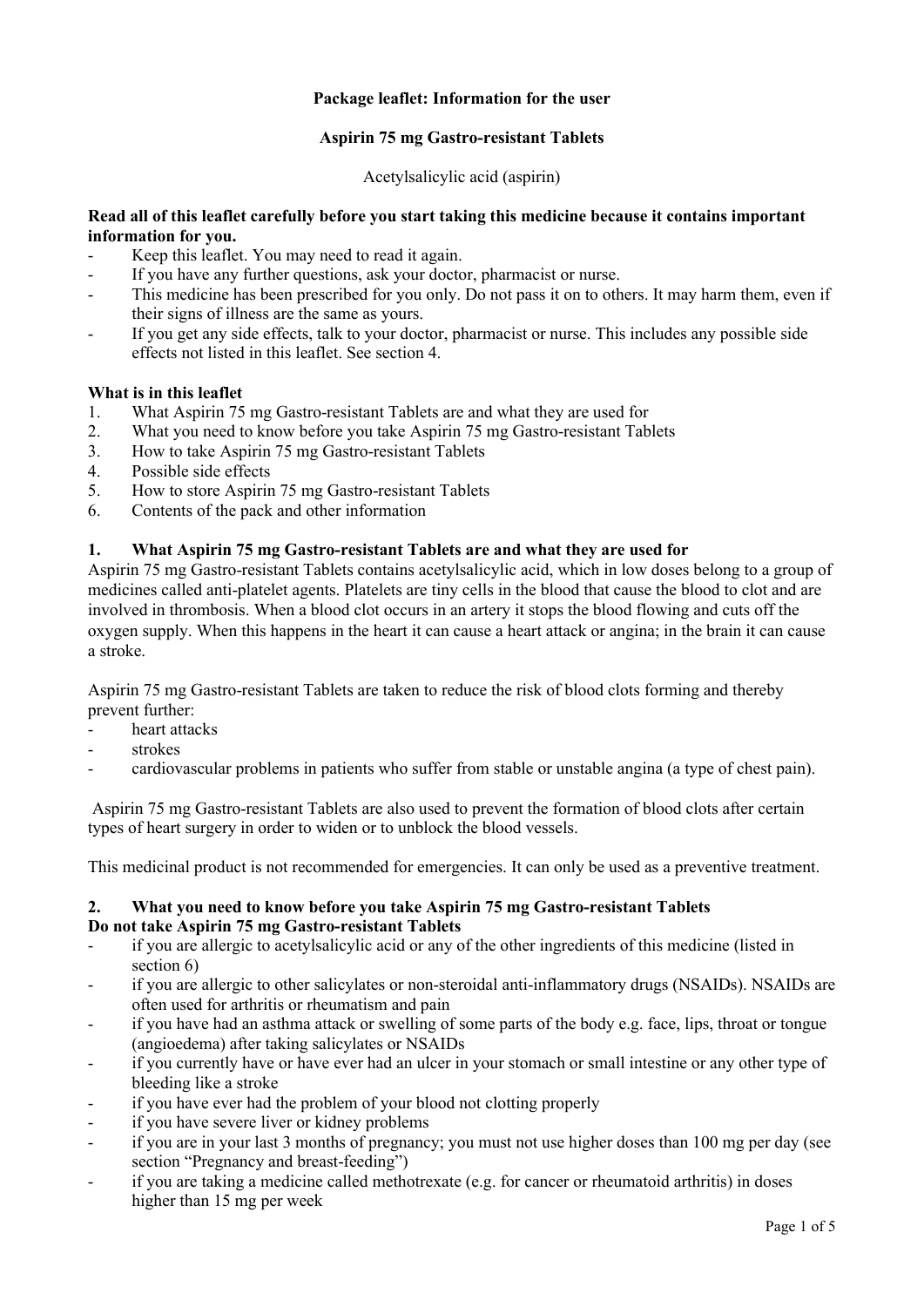**Package leaflet: Information for the user**

**Aspirin 75 mg Gastro-resistant Tablets**

Acetylsalicylic acid (aspirin)

**Read all of this leaflet carefully before you start taking this medicine because it contains important information for you.**

- Keep this leaflet. You may need to read it again.
- If you have any further questions, ask your doctor, pharmacist or nurse.
- This medicine has been prescribed for you only. Do not pass it on to others. It may harm them, even if their signs of illness are the same as yours.
- If you get any side effects, talk to your doctor, pharmacist or nurse. This includes any possible side effects not listed in this leaflet. See section 4.

**What is in this leaflet**

1. What Aspirin 75 mg Gastro-resistant Tablets are and what they are used for
2. What you need to know before you take Aspirin 75 mg Gastro-resistant Tablets
3. How to take Aspirin 75 mg Gastro-resistant Tablets
4. Possible side effects
5. How to store Aspirin 75 mg Gastro-resistant Tablets
6. Contents of the pack and other information

## 1. What Aspirin 75 mg Gastro-resistant Tablets are and what they are used for

Aspirin 75 mg Gastro-resistant Tablets contains acetylsalicylic acid, which in low doses belong to a group of medicines called anti-platelet agents. Platelets are tiny cells in the blood that cause the blood to clot and are involved in thrombosis. When a blood clot occurs in an artery it stops the blood flowing and cuts off the oxygen supply. When this happens in the heart it can cause a heart attack or angina; in the brain it can cause a stroke.

Aspirin 75 mg Gastro-resistant Tablets are taken to reduce the risk of blood clots forming and thereby prevent further:

- heart attacks
- strokes
- cardiovascular problems in patients who suffer from stable or unstable angina (a type of chest pain).

Aspirin 75 mg Gastro-resistant Tablets are also used to prevent the formation of blood clots after certain types of heart surgery in order to widen or to unblock the blood vessels.

This medicinal product is not recommended for emergencies. It can only be used as a preventive treatment.

## 2. What you need to know before you take Aspirin 75 mg Gastro-resistant Tablets

**Do not take Aspirin 75 mg Gastro-resistant Tablets**

- if you are allergic to acetylsalicylic acid or any of the other ingredients of this medicine (listed in section 6)
- if you are allergic to other salicylates or non-steroidal anti-inflammatory drugs (NSAIDs). NSAIDs are often used for arthritis or rheumatism and pain
- if you have had an asthma attack or swelling of some parts of the body e.g. face, lips, throat or tongue (angioedema) after taking salicylates or NSAIDs
- if you currently have or have ever had an ulcer in your stomach or small intestine or any other type of bleeding like a stroke
- if you have ever had the problem of your blood not clotting properly
- if you have severe liver or kidney problems
- if you are in your last 3 months of pregnancy; you must not use higher doses than 100 mg per day (see section "Pregnancy and breast-feeding")
- if you are taking a medicine called methotrexate (e.g. for cancer or rheumatoid arthritis) in doses higher than 15 mg per week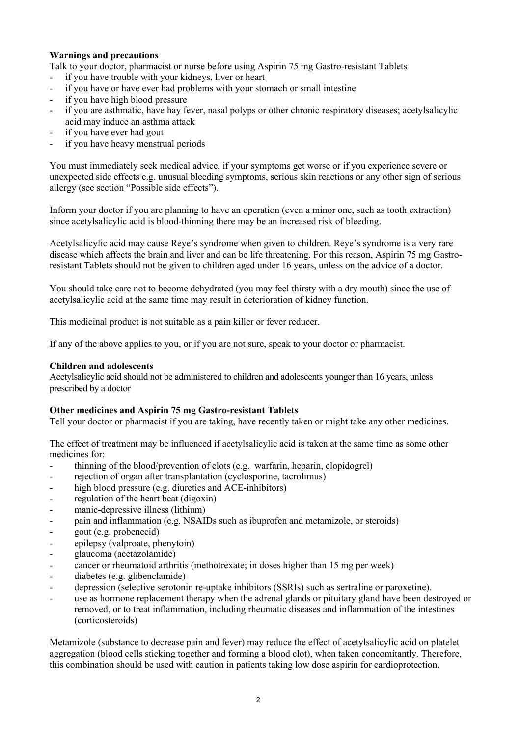**Warnings and precautions**

Talk to your doctor, pharmacist or nurse before using Aspirin 75 mg Gastro-resistant Tablets

- if you have trouble with your kidneys, liver or heart
- if you have or have ever had problems with your stomach or small intestine
- if you have high blood pressure
- if you are asthmatic, have hay fever, nasal polyps or other chronic respiratory diseases; acetylsalicylic acid may induce an asthma attack
- if you have ever had gout
- if you have heavy menstrual periods

You must immediately seek medical advice, if your symptoms get worse or if you experience severe or unexpected side effects e.g. unusual bleeding symptoms, serious skin reactions or any other sign of serious allergy (see section "Possible side effects").

Inform your doctor if you are planning to have an operation (even a minor one, such as tooth extraction) since acetylsalicylic acid is blood-thinning there may be an increased risk of bleeding.

Acetylsalicylic acid may cause Reye's syndrome when given to children. Reye's syndrome is a very rare disease which affects the brain and liver and can be life threatening. For this reason, Aspirin 75 mg Gastro-resistant Tablets should not be given to children aged under 16 years, unless on the advice of a doctor.

You should take care not to become dehydrated (you may feel thirsty with a dry mouth) since the use of acetylsalicylic acid at the same time may result in deterioration of kidney function.

This medicinal product is not suitable as a pain killer or fever reducer.

If any of the above applies to you, or if you are not sure, speak to your doctor or pharmacist.

**Children and adolescents**

Acetylsalicylic acid should not be administered to children and adolescents younger than 16 years, unless prescribed by a doctor

**Other medicines and Aspirin 75 mg Gastro-resistant Tablets**

Tell your doctor or pharmacist if you are taking, have recently taken or might take any other medicines.

The effect of treatment may be influenced if acetylsalicylic acid is taken at the same time as some other medicines for:

- thinning of the blood/prevention of clots (e.g. warfarin, heparin, clopidogrel)
- rejection of organ after transplantation (cyclosporine, tacrolimus)
- high blood pressure (e.g. diuretics and ACE-inhibitors)
- regulation of the heart beat (digoxin)
- manic-depressive illness (lithium)
- pain and inflammation (e.g. NSAIDs such as ibuprofen and metamizole, or steroids)
- gout (e.g. probenecid)
- epilepsy (valproate, phenytoin)
- glaucoma (acetazolamide)
- cancer or rheumatoid arthritis (methotrexate; in doses higher than 15 mg per week)
- diabetes (e.g. glibenclamide)
- depression (selective serotonin re-uptake inhibitors (SSRIs) such as sertraline or paroxetine).
- use as hormone replacement therapy when the adrenal glands or pituitary gland have been destroyed or removed, or to treat inflammation, including rheumatic diseases and inflammation of the intestines (corticosteroids)

Metamizole (substance to decrease pain and fever) may reduce the effect of acetylsalicylic acid on platelet aggregation (blood cells sticking together and forming a blood clot), when taken concomitantly. Therefore, this combination should be used with caution in patients taking low dose aspirin for cardioprotection.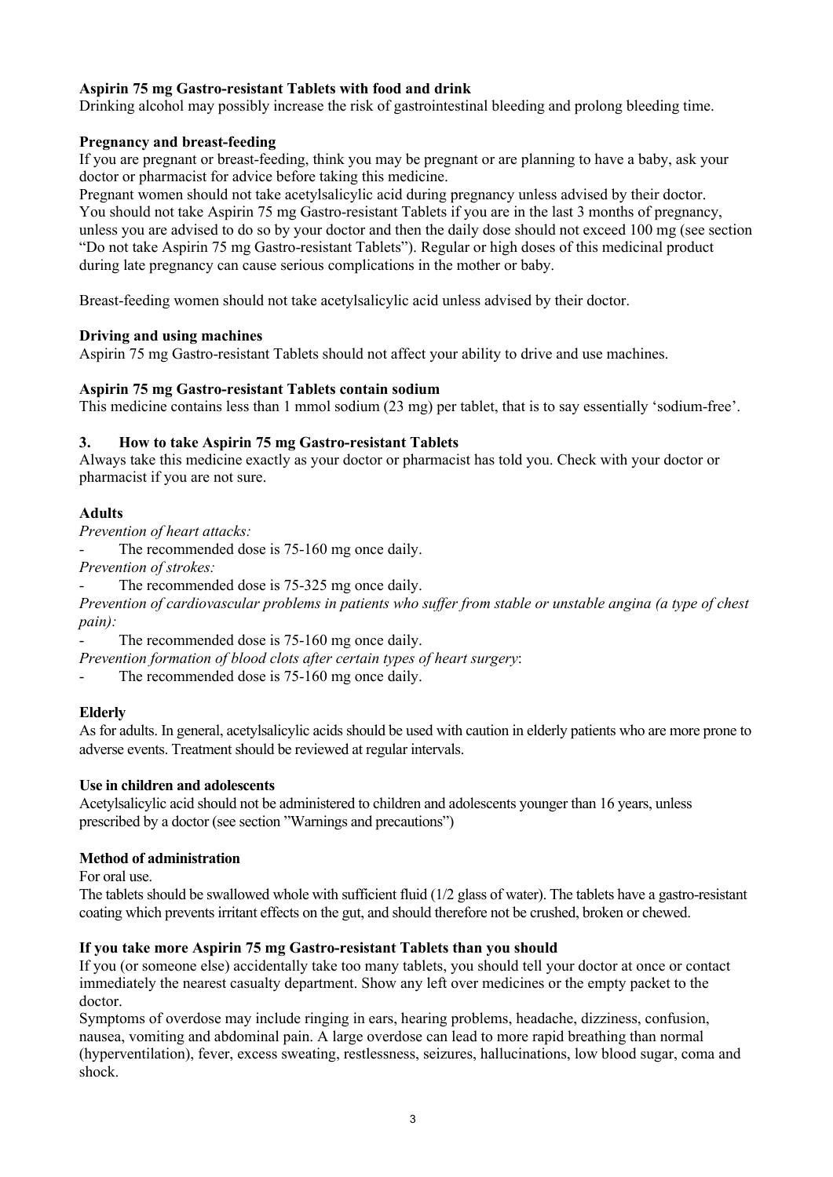**Aspirin 75 mg Gastro-resistant Tablets with food and drink**
Drinking alcohol may possibly increase the risk of gastrointestinal bleeding and prolong bleeding time.

**Pregnancy and breast-feeding**
If you are pregnant or breast-feeding, think you may be pregnant or are planning to have a baby, ask your doctor or pharmacist for advice before taking this medicine.
Pregnant women should not take acetylsalicylic acid during pregnancy unless advised by their doctor.
You should not take Aspirin 75 mg Gastro-resistant Tablets if you are in the last 3 months of pregnancy, unless you are advised to do so by your doctor and then the daily dose should not exceed 100 mg (see section "Do not take Aspirin 75 mg Gastro-resistant Tablets"). Regular or high doses of this medicinal product during late pregnancy can cause serious complications in the mother or baby.

Breast-feeding women should not take acetylsalicylic acid unless advised by their doctor.

**Driving and using machines**
Aspirin 75 mg Gastro-resistant Tablets should not affect your ability to drive and use machines.

**Aspirin 75 mg Gastro-resistant Tablets contain sodium**
This medicine contains less than 1 mmol sodium (23 mg) per tablet, that is to say essentially 'sodium-free'.

## 3. How to take Aspirin 75 mg Gastro-resistant Tablets

Always take this medicine exactly as your doctor or pharmacist has told you. Check with your doctor or pharmacist if you are not sure.

**Adults**

*Prevention of heart attacks:*

- The recommended dose is 75-160 mg once daily.

*Prevention of strokes:*

- The recommended dose is 75-325 mg once daily.

*Prevention of cardiovascular problems in patients who suffer from stable or unstable angina (a type of chest pain):*

- The recommended dose is 75-160 mg once daily.

*Prevention formation of blood clots after certain types of heart surgery*:

- The recommended dose is 75-160 mg once daily.

**Elderly**
As for adults. In general, acetylsalicylic acids should be used with caution in elderly patients who are more prone to adverse events. Treatment should be reviewed at regular intervals.

**Use in children and adolescents**
Acetylsalicylic acid should not be administered to children and adolescents younger than 16 years, unless prescribed by a doctor (see section "Warnings and precautions")

**Method of administration**
For oral use.
The tablets should be swallowed whole with sufficient fluid (1/2 glass of water). The tablets have a gastro-resistant coating which prevents irritant effects on the gut, and should therefore not be crushed, broken or chewed.

**If you take more Aspirin 75 mg Gastro-resistant Tablets than you should**
If you (or someone else) accidentally take too many tablets, you should tell your doctor at once or contact immediately the nearest casualty department. Show any left over medicines or the empty packet to the doctor.
Symptoms of overdose may include ringing in ears, hearing problems, headache, dizziness, confusion, nausea, vomiting and abdominal pain. A large overdose can lead to more rapid breathing than normal (hyperventilation), fever, excess sweating, restlessness, seizures, hallucinations, low blood sugar, coma and shock.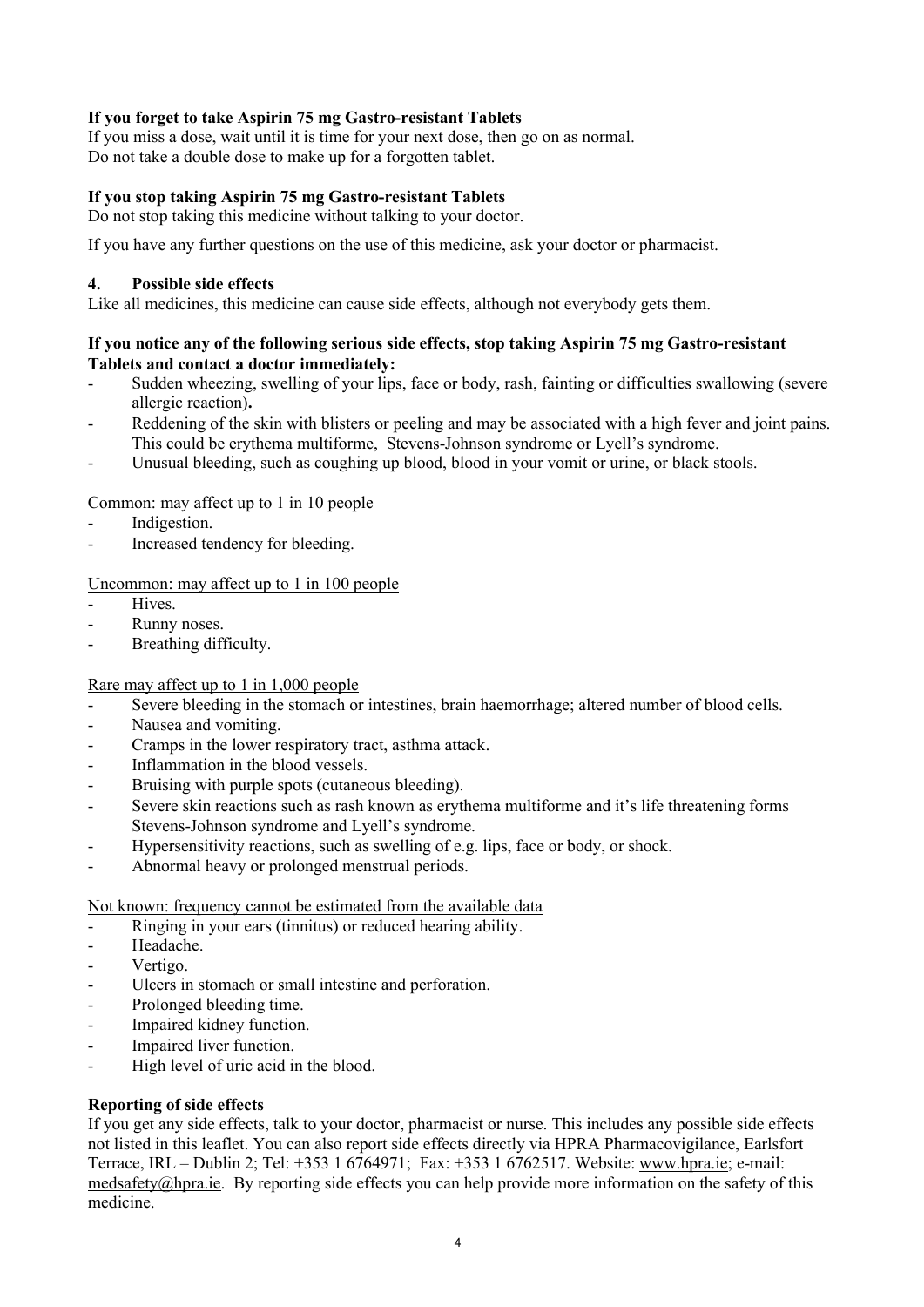**If you forget to take Aspirin 75 mg Gastro-resistant Tablets**

If you miss a dose, wait until it is time for your next dose, then go on as normal.
Do not take a double dose to make up for a forgotten tablet.

**If you stop taking Aspirin 75 mg Gastro-resistant Tablets**

Do not stop taking this medicine without talking to your doctor.

If you have any further questions on the use of this medicine, ask your doctor or pharmacist.

## 4. Possible side effects

Like all medicines, this medicine can cause side effects, although not everybody gets them.

**If you notice any of the following serious side effects, stop taking Aspirin 75 mg Gastro-resistant Tablets and contact a doctor immediately:**

- Sudden wheezing, swelling of your lips, face or body, rash, fainting or difficulties swallowing (severe allergic reaction)**.**
- Reddening of the skin with blisters or peeling and may be associated with a high fever and joint pains. This could be erythema multiforme, Stevens-Johnson syndrome or Lyell's syndrome.
- Unusual bleeding, such as coughing up blood, blood in your vomit or urine, or black stools.

Common: may affect up to 1 in 10 people

- Indigestion.
- Increased tendency for bleeding.

Uncommon: may affect up to 1 in 100 people

- Hives.
- Runny noses.
- Breathing difficulty.

Rare may affect up to 1 in 1,000 people

- Severe bleeding in the stomach or intestines, brain haemorrhage; altered number of blood cells.
- Nausea and vomiting.
- Cramps in the lower respiratory tract, asthma attack.
- Inflammation in the blood vessels.
- Bruising with purple spots (cutaneous bleeding).
- Severe skin reactions such as rash known as erythema multiforme and it's life threatening forms Stevens-Johnson syndrome and Lyell's syndrome.
- Hypersensitivity reactions, such as swelling of e.g. lips, face or body, or shock.
- Abnormal heavy or prolonged menstrual periods.

Not known: frequency cannot be estimated from the available data

- Ringing in your ears (tinnitus) or reduced hearing ability.
- Headache.
- Vertigo.
- Ulcers in stomach or small intestine and perforation.
- Prolonged bleeding time.
- Impaired kidney function.
- Impaired liver function.
- High level of uric acid in the blood.

**Reporting of side effects**

If you get any side effects, talk to your doctor, pharmacist or nurse. This includes any possible side effects not listed in this leaflet. You can also report side effects directly via HPRA Pharmacovigilance, Earlsfort Terrace, IRL – Dublin 2; Tel: +353 1 6764971; Fax: +353 1 6762517. Website: www.hpra.ie; e-mail: medsafety@hpra.ie. By reporting side effects you can help provide more information on the safety of this medicine.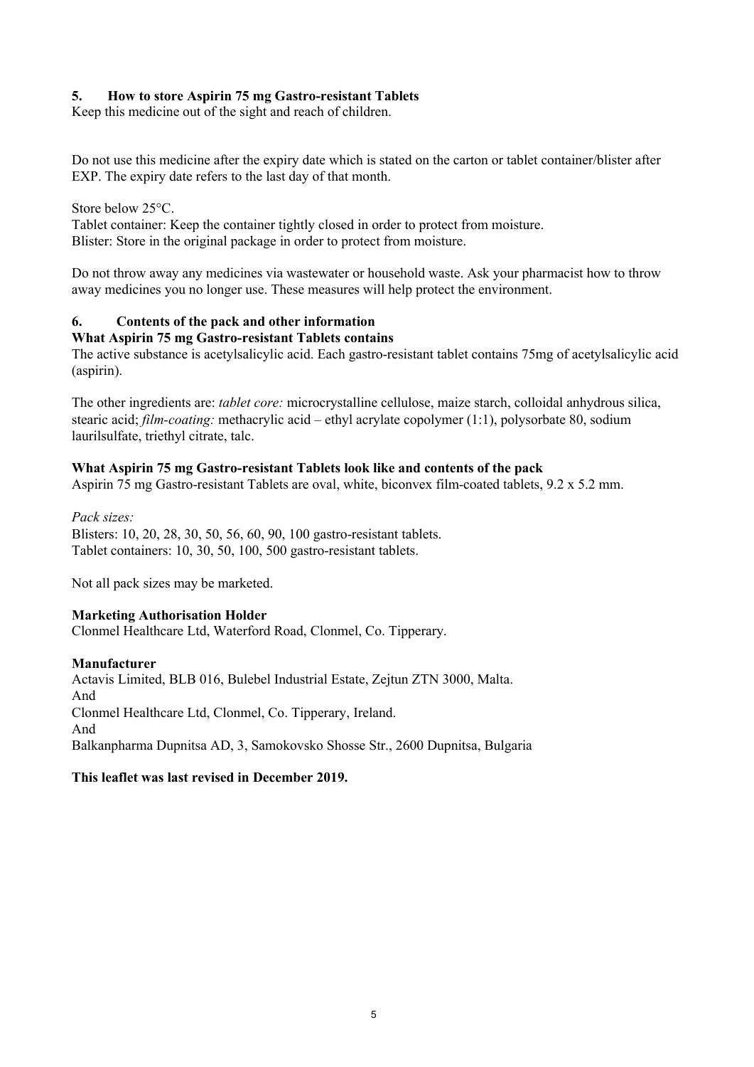## 5. How to store Aspirin 75 mg Gastro-resistant Tablets

Keep this medicine out of the sight and reach of children.

Do not use this medicine after the expiry date which is stated on the carton or tablet container/blister after EXP. The expiry date refers to the last day of that month.

Store below 25°C.
Tablet container: Keep the container tightly closed in order to protect from moisture.
Blister: Store in the original package in order to protect from moisture.

Do not throw away any medicines via wastewater or household waste. Ask your pharmacist how to throw away medicines you no longer use. These measures will help protect the environment.

## 6. Contents of the pack and other information

**What Aspirin 75 mg Gastro-resistant Tablets contains**

The active substance is acetylsalicylic acid. Each gastro-resistant tablet contains 75mg of acetylsalicylic acid (aspirin).

The other ingredients are: *tablet core:* microcrystalline cellulose, maize starch, colloidal anhydrous silica, stearic acid; *film-coating:* methacrylic acid – ethyl acrylate copolymer (1:1), polysorbate 80, sodium laurilsulfate, triethyl citrate, talc.

**What Aspirin 75 mg Gastro-resistant Tablets look like and contents of the pack**

Aspirin 75 mg Gastro-resistant Tablets are oval, white, biconvex film-coated tablets, 9.2 x 5.2 mm.

*Pack sizes:*
Blisters: 10, 20, 28, 30, 50, 56, 60, 90, 100 gastro-resistant tablets.
Tablet containers: 10, 30, 50, 100, 500 gastro-resistant tablets.

Not all pack sizes may be marketed.

**Marketing Authorisation Holder**

Clonmel Healthcare Ltd, Waterford Road, Clonmel, Co. Tipperary.

**Manufacturer**

Actavis Limited, BLB 016, Bulebel Industrial Estate, Zejtun ZTN 3000, Malta.
And
Clonmel Healthcare Ltd, Clonmel, Co. Tipperary, Ireland.
And
Balkanpharma Dupnitsa AD, 3, Samokovsko Shosse Str., 2600 Dupnitsa, Bulgaria

**This leaflet was last revised in December 2019.**